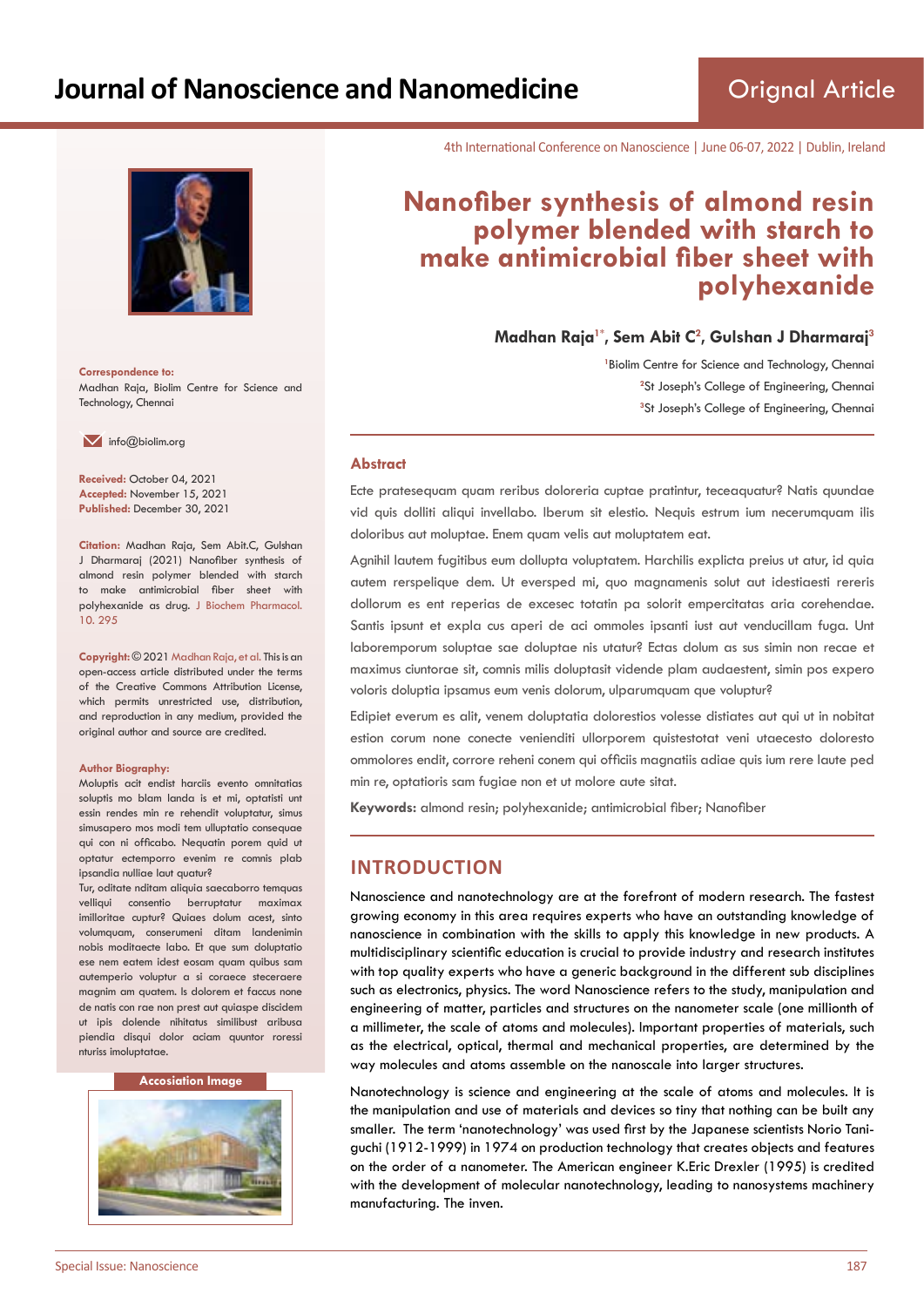4th International Conference on Nanoscience | June 06-07, 2022 | Dublin, Ireland

# Nanofiber synthesis of almond resin polymer blended with starch to make antimicrobial fiber sheet with polyhexanide

**Madhan Raja[1*], Sem Abit C[2], Gulshan J Dharmaraj[3]**

[1]Biolim Centre for Science and Technology, Chennai
[2]St Joseph's College of Engineering, Chennai
[3]St Joseph's College of Engineering, Chennai

**Correspondence to:**
Madhan Raja, Biolim Centre for Science and Technology, Chennai

info@biolim.org

**Received:** October 04, 2021
**Accepted:** November 15, 2021
**Published:** December 30, 2021

**Citation:** Madhan Raja, Sem Abit.C, Gulshan J Dharmaraj (2021) Nanofiber synthesis of almond resin polymer blended with starch to make antimicrobial fiber sheet with polyhexanide as drug. J Biochem Pharmacol. 10. 295

**Copyright:** © 2021 Madhan Raja, et al. This is an open-access article distributed under the terms of the Creative Commons Attribution License, which permits unrestricted use, distribution, and reproduction in any medium, provided the original author and source are credited.

**Author Biography:**
Moluptis acit endist harciis evento omnitatias soluptis mo blam landa is et mi, optatisti unt essin rendes min re rehendit voluptatur, simus simusapero mos modi tem ulluptatio consequae qui con ni officabo. Nequatin porem quid ut optatur ectemporro evenim re comnis plab ipsandia nulliae laut quatur?
Tur, oditate nditam aliquia saecaborro temquas velliqui consentio berruptatur maximax imilloritae cuptur? Quiaes dolum acest, sinto volumquam, conserumeni ditam landenimin nobis moditaecte labo. Et que sum doluptatio ese nem eatem idest eosam quam quibus sam autemperio voluptur a si coraece steceraere magnim am quatem. Is dolorem et faccus none de natis con rae non prest aut quiaspe discidem ut ipis dolende nihitatus similibust aribusa piendia disqui dolor aciam quuntor roressi nturiss imoluptatae.

**Accosiation Image**

## Abstract

Ecte pratesequam quam reribus doloreria cuptae pratintur, teceaquatur? Natis quundae vid quis dolliti aliqui invellabo. Iberum sit elestio. Nequis estrum ium necerumquam ilis doloribus aut moluptae. Enem quam velis aut moluptatem eat.

Agnihil lautem fugitibus eum dollupta voluptatem. Harchilis explicta preius ut atur, id quia autem rerspelique dem. Ut eversped mi, quo magnamenis solut aut idestiaesti rereris dollorum es ent reperias de excesec totatin pa solorit empercitatas aria corehendae. Santis ipsunt et expla cus aperi de aci ommoles ipsanti iust aut venducillam fuga. Unt laboremporum soluptae sae doluptae nis utatur? Ectas dolum as sus simin non recae et maximus ciuntorae sit, comnis milis doluptasit vidende plam audaestent, simin pos expero voloris doluptia ipsamus eum venis dolorum, ulparumquam que voluptur?

Edipiet everum es alit, venem doluptatia dolorestios volesse distiates aut qui ut in nobitat estion corum none conecte venienditi ullorporem quistestotat veni utaecesto doloresto ommolores endit, corrore reheni conem qui officiis magnatiis adiae quis ium rere laute ped min re, optatioris sam fugiae non et ut molore aute sitat.

**Keywords:** almond resin; polyhexanide; antimicrobial fiber; Nanofiber

## INTRODUCTION

Nanoscience and nanotechnology are at the forefront of modern research. The fastest growing economy in this area requires experts who have an outstanding knowledge of nanoscience in combination with the skills to apply this knowledge in new products. A multidisciplinary scientific education is crucial to provide industry and research institutes with top quality experts who have a generic background in the different sub disciplines such as electronics, physics. The word Nanoscience refers to the study, manipulation and engineering of matter, particles and structures on the nanometer scale (one millionth of a millimeter, the scale of atoms and molecules). Important properties of materials, such as the electrical, optical, thermal and mechanical properties, are determined by the way molecules and atoms assemble on the nanoscale into larger structures.

Nanotechnology is science and engineering at the scale of atoms and molecules. It is the manipulation and use of materials and devices so tiny that nothing can be built any smaller. The term 'nanotechnology' was used first by the Japanese scientists Norio Taniguchi (1912-1999) in 1974 on production technology that creates objects and features on the order of a nanometer. The American engineer K.Eric Drexler (1995) is credited with the development of molecular nanotechnology, leading to nanosystems machinery manufacturing. The inven.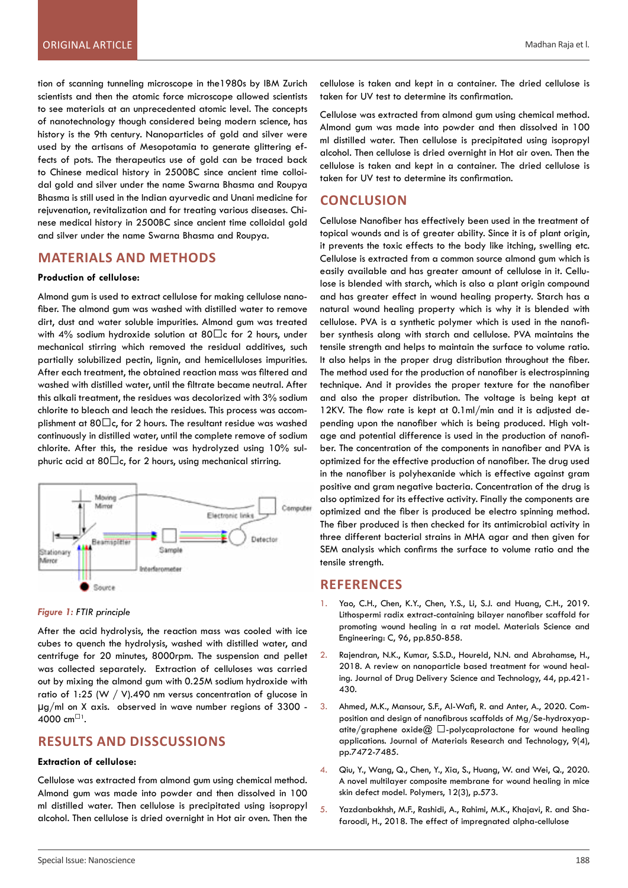tion of scanning tunneling microscope in the1980s by IBM Zurich scientists and then the atomic force microscope allowed scientists to see materials at an unprecedented atomic level. The concepts of nanotechnology though considered being modern science, has history is the 9th century. Nanoparticles of gold and silver were used by the artisans of Mesopotamia to generate glittering effects of pots. The therapeutics use of gold can be traced back to Chinese medical history in 2500BC since ancient time colloidal gold and silver under the name Swarna Bhasma and Roupya Bhasma is still used in the Indian ayurvedic and Unani medicine for rejuvenation, revitalization and for treating various diseases. Chinese medical history in 2500BC since ancient time colloidal gold and silver under the name Swarna Bhasma and Roupya.

## MATERIALS AND METHODS

### Production of cellulose:

Almond gum is used to extract cellulose for making cellulose nanofiber. The almond gum was washed with distilled water to remove dirt, dust and water soluble impurities. Almond gum was treated with 4% sodium hydroxide solution at 80□c for 2 hours, under mechanical stirring which removed the residual additives, such partially solubilized pectin, lignin, and hemicelluloses impurities. After each treatment, the obtained reaction mass was filtered and washed with distilled water, until the filtrate became neutral. After this alkali treatment, the residues was decolorized with 3% sodium chlorite to bleach and leach the residues. This process was accomplishment at 80□c, for 2 hours. The resultant residue was washed continuously in distilled water, until the complete remove of sodium chlorite. After this, the residue was hydrolyzed using 10% sulphuric acid at 80□c, for 2 hours, using mechanical stirring.

Moving Mirror

Stationary Mirror

Beamsplitter

Source

Sample

Electronic links

Computer

Detector

Interferometer

*Figure 1: FTIR principle*

After the acid hydrolysis, the reaction mass was cooled with ice cubes to quench the hydrolysis, washed with distilled water, and centrifuge for 20 minutes, 8000rpm. The suspension and pellet was collected separately. Extraction of celluloses was carried out by mixing the almond gum with 0.25M sodium hydroxide with ratio of 1:25 (W / V).490 nm versus concentration of glucose in µg/ml on X axis. observed in wave number regions of 3300 - 4000 $cm^{-1}$.

## RESULTS AND DISSCUSSIONS

### Extraction of cellulose:

Cellulose was extracted from almond gum using chemical method. Almond gum was made into powder and then dissolved in 100 ml distilled water. Then cellulose is precipitated using isopropyl alcohol. Then cellulose is dried overnight in Hot air oven. Then the cellulose is taken and kept in a container. The dried cellulose is taken for UV test to determine its confirmation.

Cellulose was extracted from almond gum using chemical method. Almond gum was made into powder and then dissolved in 100 ml distilled water. Then cellulose is precipitated using isopropyl alcohol. Then cellulose is dried overnight in Hot air oven. Then the cellulose is taken and kept in a container. The dried cellulose is taken for UV test to determine its confirmation.

## CONCLUSION

Cellulose Nanofiber has effectively been used in the treatment of topical wounds and is of greater ability. Since it is of plant origin, it prevents the toxic effects to the body like itching, swelling etc. Cellulose is extracted from a common source almond gum which is easily available and has greater amount of cellulose in it. Cellulose is blended with starch, which is also a plant origin compound and has greater effect in wound healing property. Starch has a natural wound healing property which is why it is blended with cellulose. PVA is a synthetic polymer which is used in the nanofiber synthesis along with starch and cellulose. PVA maintains the tensile strength and helps to maintain the surface to volume ratio. It also helps in the proper drug distribution throughout the fiber. The method used for the production of nanofiber is electrospinning technique. And it provides the proper texture for the nanofiber and also the proper distribution. The voltage is being kept at 12KV. The flow rate is kept at 0.1ml/min and it is adjusted depending upon the nanofiber which is being produced. High voltage and potential difference is used in the production of nanofiber. The concentration of the components in nanofiber and PVA is optimized for the effective production of nanofiber. The drug used in the nanofiber is polyhexanide which is effective against gram positive and gram negative bacteria. Concentration of the drug is also optimized for its effective activity. Finally the components are optimized and the fiber is produced be electro spinning method. The fiber produced is then checked for its antimicrobial activity in three different bacterial strains in MHA agar and then given for SEM analysis which confirms the surface to volume ratio and the tensile strength.

## REFERENCES

1. Yao, C.H., Chen, K.Y., Chen, Y.S., Li, S.J. and Huang, C.H., 2019. Lithospermi radix extract-containing bilayer nanofiber scaffold for promoting wound healing in a rat model. Materials Science and Engineering: C, 96, pp.850-858.
2. Rajendran, N.K., Kumar, S.S.D., Houreld, N.N. and Abrahamse, H., 2018. A review on nanoparticle based treatment for wound healing. Journal of Drug Delivery Science and Technology, 44, pp.421-430.
3. Ahmed, M.K., Mansour, S.F., Al-Wafi, R. and Anter, A., 2020. Composition and design of nanofibrous scaffolds of Mg/Se-hydroxyapatite/graphene oxide@ □-polycaprolactone for wound healing applications. Journal of Materials Research and Technology, 9(4), pp.7472-7485.
4. Qiu, Y., Wang, Q., Chen, Y., Xia, S., Huang, W. and Wei, Q., 2020. A novel multilayer composite membrane for wound healing in mice skin defect model. Polymers, 12(3), p.573.
5. Yazdanbakhsh, M.F., Rashidi, A., Rahimi, M.K., Khajavi, R. and Shafaroodi, H., 2018. The effect of impregnated alpha-cellulose